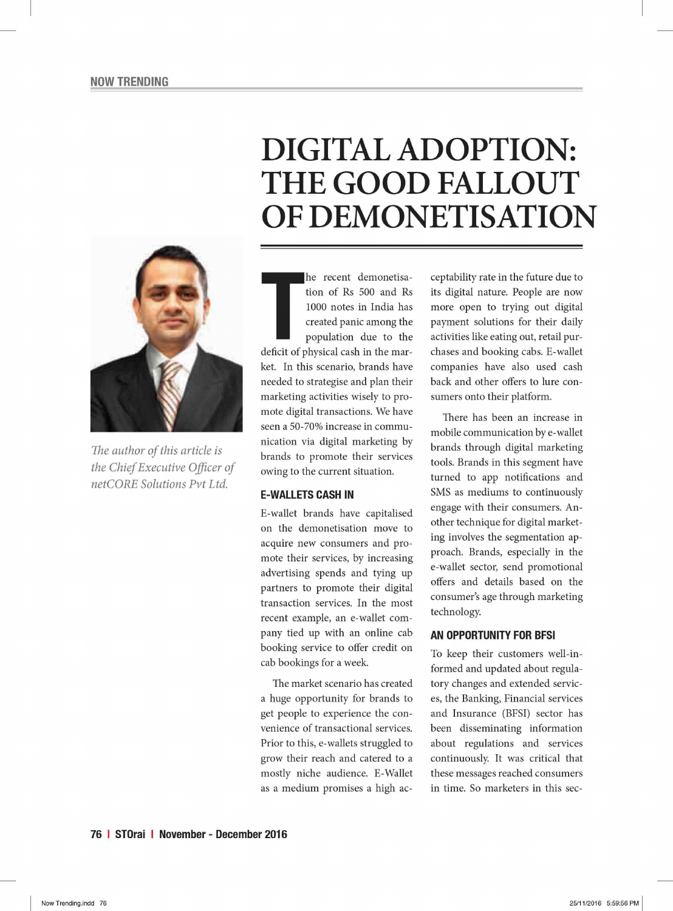# DIGITAL ADOPTION: THE GOOD FALLOUT OF DEMONETISATION

*The author of this article is the Chief Executive Officer of netCORE Solutions Pvt Ltd.*

The recent demonetisation of Rs 500 and Rs 1000 notes in India has created panic among the population due to the deficit of physical cash in the market. In this scenario, brands have needed to strategise and plan their marketing activities wisely to promote digital transactions. We have seen a 50-70% increase in communication via digital marketing by brands to promote their services owing to the current situation.

## E-WALLETS CASH IN

E-wallet brands have capitalised on the demonetisation move to acquire new consumers and promote their services, by increasing advertising spends and tying up partners to promote their digital transaction services. In the most recent example, an e-wallet company tied up with an online cab booking service to offer credit on cab bookings for a week.

The market scenario has created a huge opportunity for brands to get people to experience the convenience of transactional services. Prior to this, e-wallets struggled to grow their reach and catered to a mostly niche audience. E-Wallet as a medium promises a high acceptability rate in the future due to its digital nature. People are now more open to trying out digital payment solutions for their daily activities like eating out, retail purchases and booking cabs. E-wallet companies have also used cash back and other offers to lure consumers onto their platform.

There has been an increase in mobile communication by e-wallet brands through digital marketing tools. Brands in this segment have turned to app notifications and SMS as mediums to continuously engage with their consumers. Another technique for digital marketing involves the segmentation approach. Brands, especially in the e-wallet sector, send promotional offers and details based on the consumer's age through marketing technology.

## AN OPPORTUNITY FOR BFSI

To keep their customers well-informed and updated about regulatory changes and extended services, the Banking, Financial services and Insurance (BFSI) sector has been disseminating information about regulations and services continuously. It was critical that these messages reached consumers in time. So marketers in this sec-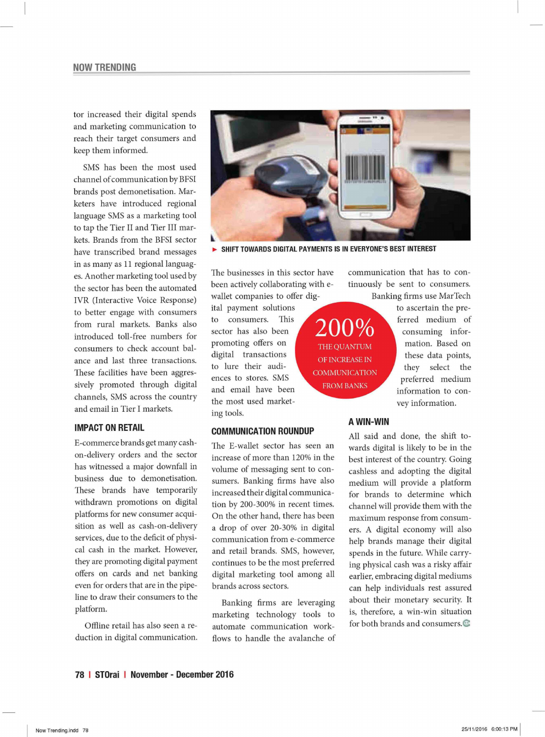tor increased their digital spends and marketing communication to reach their target consumers and keep them informed.

SMS has been the most used channel of communication by BFSI brands post demonetisation. Marketers have introduced regional language SMS as a marketing tool to tap the Tier II and Tier III markets. Brands from the BFSI sector have transcribed brand messages in as many as 11 regional languages. Another marketing tool used by the sector has been the automated IVR (Interactive Voice Response) to better engage with consumers from rural markets. Banks also introduced toll-free numbers for consumers to check account balance and last three transactions. These facilities have been aggressively promoted through digital channels, SMS across the country and email in Tier I markets.

## IMPACT ON RETAIL

E-commerce brands get many cash-on-delivery orders and the sector has witnessed a major downfall in business due to demonetisation. These brands have temporarily withdrawn promotions on digital platforms for new consumer acquisition as well as cash-on-delivery services, due to the deficit of physical cash in the market. However, they are promoting digital payment offers on cards and net banking even for orders that are in the pipeline to draw their consumers to the platform.

Offline retail has also seen a reduction in digital communication.

SHIFT TOWARDS DIGITAL PAYMENTS IS IN EVERYONE'S BEST INTEREST

The businesses in this sector have been actively collaborating with e-wallet companies to offer digital payment solutions to consumers. This sector has also been promoting offers on digital transactions to lure their audiences to stores. SMS and email have been the most used marketing tools.

**200%**
THE QUANTUM OF INCREASE IN COMMUNICATION FROM BANKS

## COMMUNICATION ROUNDUP

The E-wallet sector has seen an increase of more than 120% in the volume of messaging sent to consumers. Banking firms have also increased their digital communication by 200-300% in recent times. On the other hand, there has been a drop of over 20-30% in digital communication from e-commerce and retail brands. SMS, however, continues to be the most preferred digital marketing tool among all brands across sectors.

Banking firms are leveraging marketing technology tools to automate communication workflows to handle the avalanche of communication that has to continuously be sent to consumers. Banking firms use MarTech to ascertain the preferred medium of consuming information. Based on these data points, they select the preferred medium information to convey information.

## A WIN-WIN

All said and done, the shift towards digital is likely to be in the best interest of the country. Going cashless and adopting the digital medium will provide a platform for brands to determine which channel will provide them with the maximum response from consumers. A digital economy will also help brands manage their digital spends in the future. While carrying physical cash was a risky affair earlier, embracing digital mediums can help individuals rest assured about their monetary security. It is, therefore, a win-win situation for both brands and consumers.